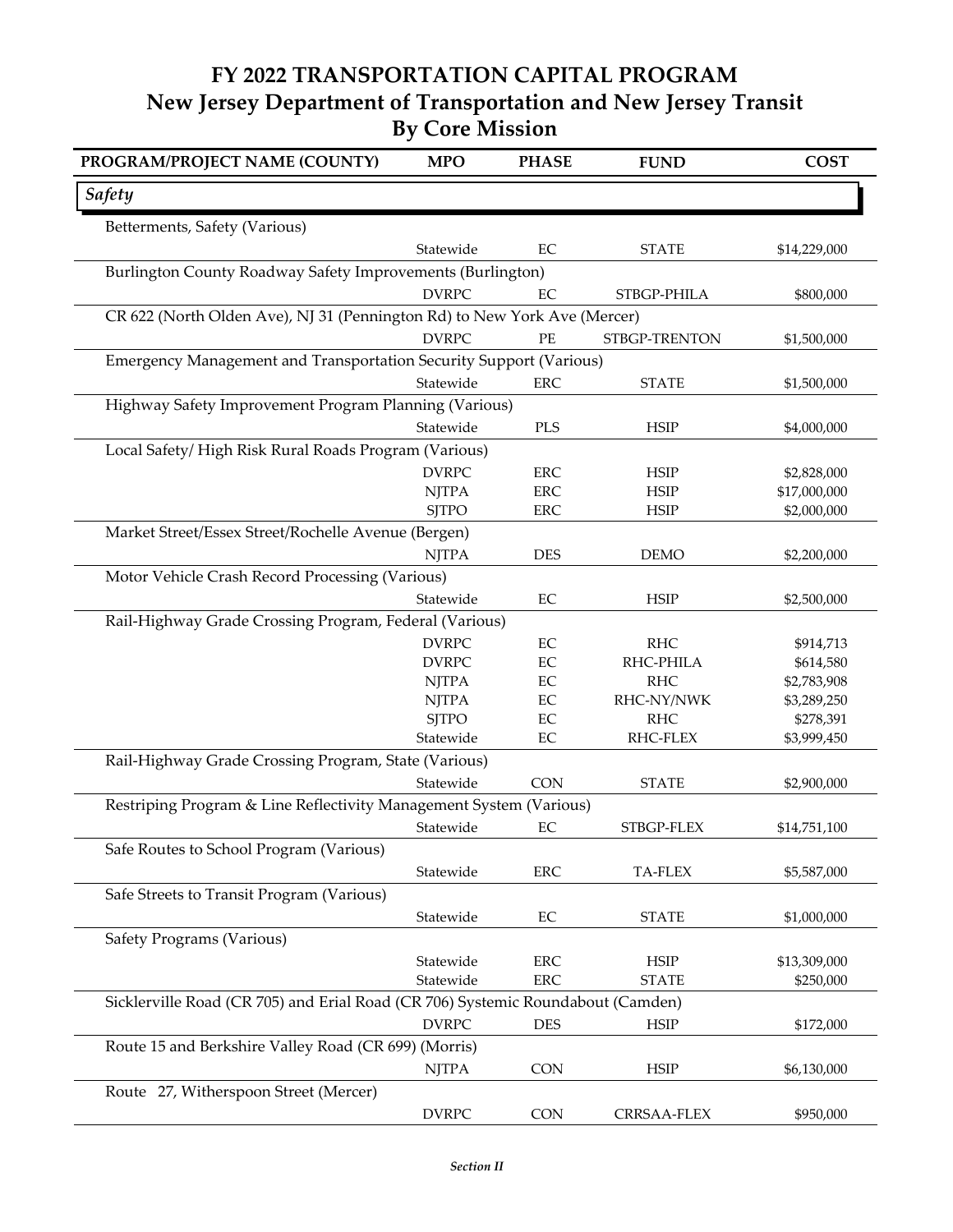# FY 2022 TRANSPORTATION CAPITAL PROGRAM
## New Jersey Department of Transportation and New Jersey Transit
## By Core Mission

| PROGRAM/PROJECT NAME (COUNTY) | MPO | PHASE | FUND | COST |
|---|---|---|---|---|
| ***Safety*** | | | | |
| Betterments, Safety (Various) | | | | |
| | Statewide | EC | STATE | $14,229,000 |
| Burlington County Roadway Safety Improvements (Burlington) | | | | |
| | DVRPC | EC | STBGP-PHILA | $800,000 |
| CR 622 (North Olden Ave), NJ 31 (Pennington Rd) to New York Ave (Mercer) | | | | |
| | DVRPC | PE | STBGP-TRENTON | $1,500,000 |
| Emergency Management and Transportation Security Support (Various) | | | | |
| | Statewide | ERC | STATE | $1,500,000 |
| Highway Safety Improvement Program Planning (Various) | | | | |
| | Statewide | PLS | HSIP | $4,000,000 |
| Local Safety/ High Risk Rural Roads Program (Various) | | | | |
| | DVRPC | ERC | HSIP | $2,828,000 |
| | NJTPA | ERC | HSIP | $17,000,000 |
| | SJTPO | ERC | HSIP | $2,000,000 |
| Market Street/Essex Street/Rochelle Avenue (Bergen) | | | | |
| | NJTPA | DES | DEMO | $2,200,000 |
| Motor Vehicle Crash Record Processing (Various) | | | | |
| | Statewide | EC | HSIP | $2,500,000 |
| Rail-Highway Grade Crossing Program, Federal (Various) | | | | |
| | DVRPC | EC | RHC | $914,713 |
| | DVRPC | EC | RHC-PHILA | $614,580 |
| | NJTPA | EC | RHC | $2,783,908 |
| | NJTPA | EC | RHC-NY/NWK | $3,289,250 |
| | SJTPO | EC | RHC | $278,391 |
| | Statewide | EC | RHC-FLEX | $3,999,450 |
| Rail-Highway Grade Crossing Program, State (Various) | | | | |
| | Statewide | CON | STATE | $2,900,000 |
| Restriping Program & Line Reflectivity Management System (Various) | | | | |
| | Statewide | EC | STBGP-FLEX | $14,751,100 |
| Safe Routes to School Program (Various) | | | | |
| | Statewide | ERC | TA-FLEX | $5,587,000 |
| Safe Streets to Transit Program (Various) | | | | |
| | Statewide | EC | STATE | $1,000,000 |
| Safety Programs (Various) | | | | |
| | Statewide | ERC | HSIP | $13,309,000 |
| | Statewide | ERC | STATE | $250,000 |
| Sicklerville Road (CR 705) and Erial Road (CR 706) Systemic Roundabout (Camden) | | | | |
| | DVRPC | DES | HSIP | $172,000 |
| Route 15 and Berkshire Valley Road (CR 699) (Morris) | | | | |
| | NJTPA | CON | HSIP | $6,130,000 |
| Route 27, Witherspoon Street (Mercer) | | | | |
| | DVRPC | CON | CRRSAA-FLEX | $950,000 |

*Section II*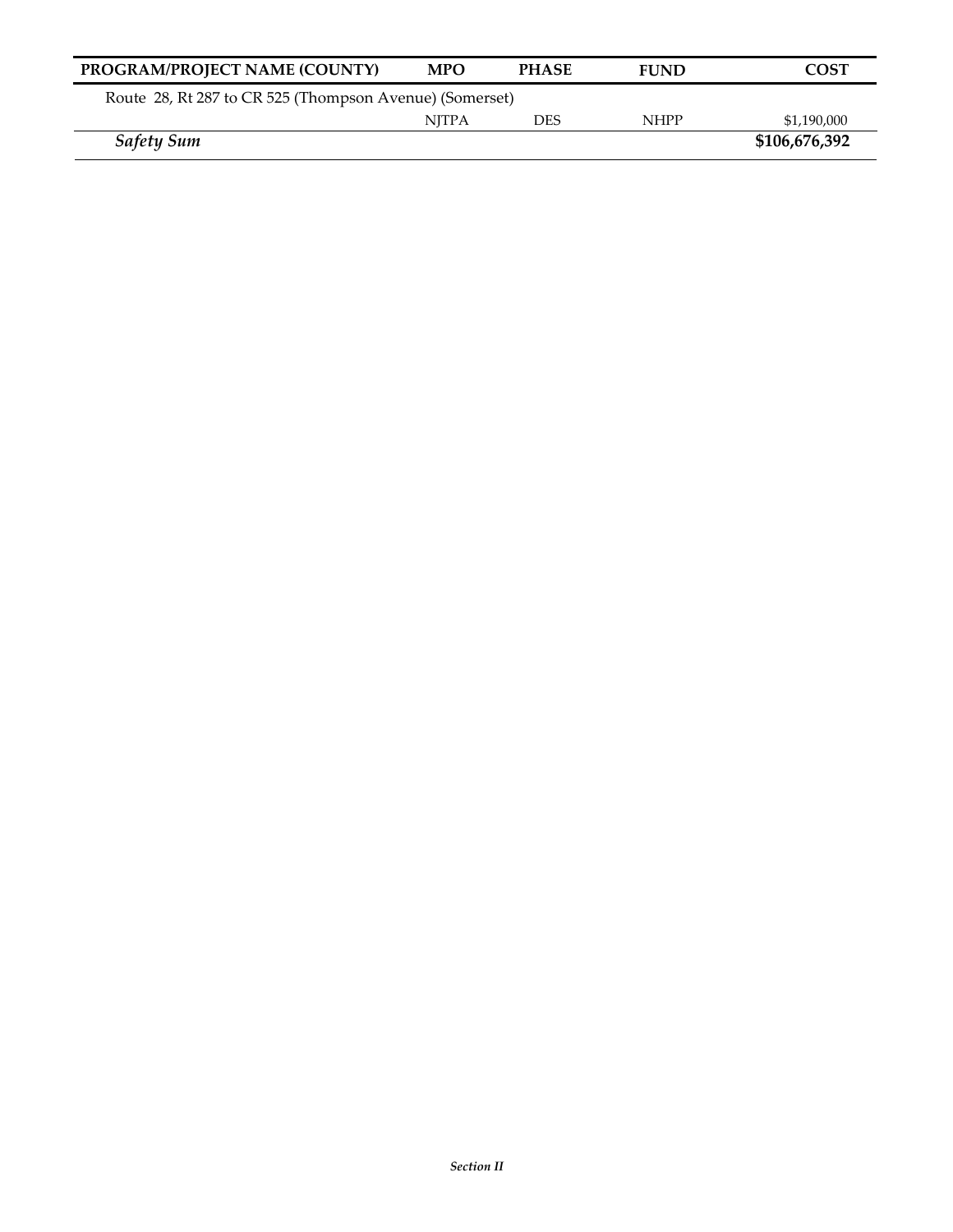| PROGRAM/PROJECT NAME (COUNTY) | MPO | PHASE | FUND | COST |
|---|---|---|---|---|
| Route 28, Rt 287 to CR 525 (Thompson Avenue) (Somerset) | | | | |
| | NJTPA | DES | NHPP | $1,190,000 |
| *Safety Sum* | | | | **$106,676,392** |